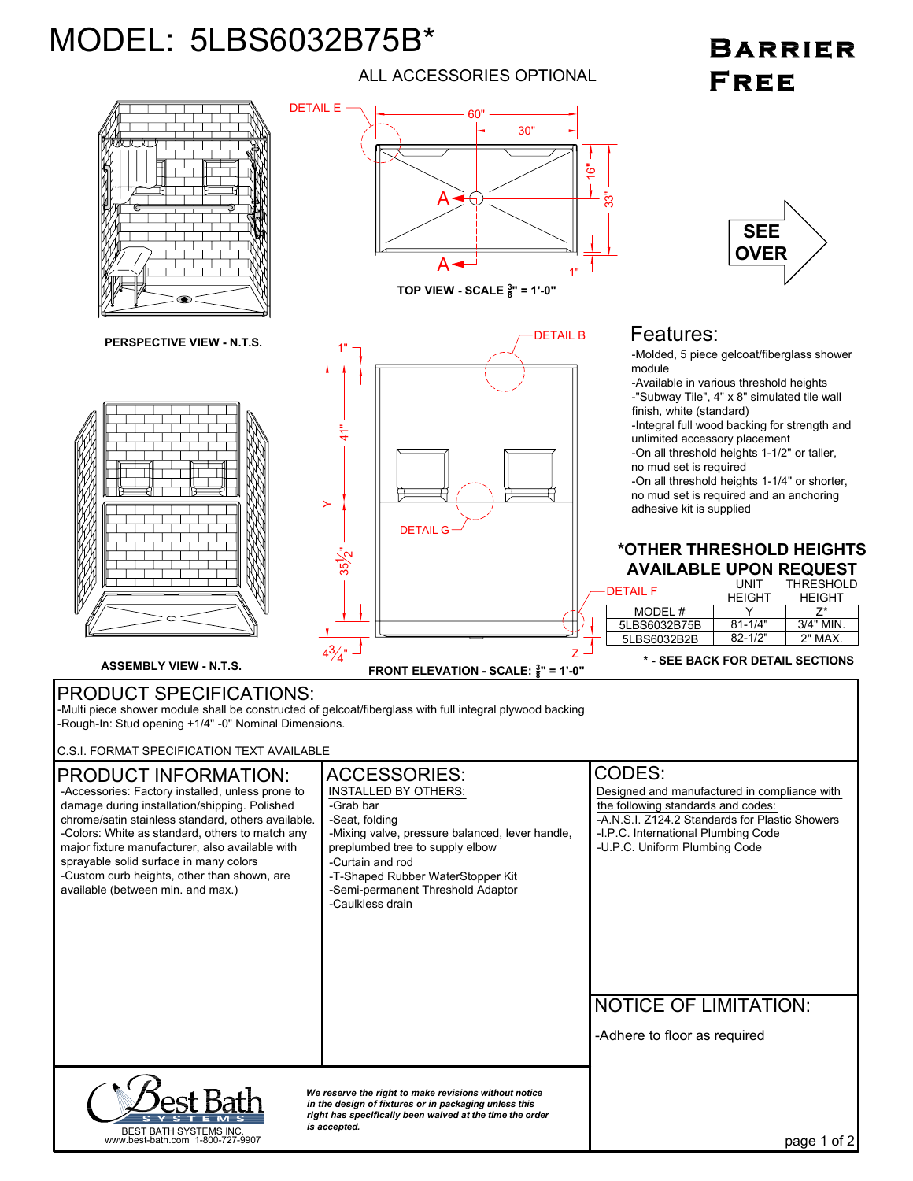# MODEL: 5LBS6032B75B*

**BARRIER FREE**

ALL ACCESSORIES OPTIONAL

DETAIL E

60"

30"

16"

33"

A

A

1"

TOP VIEW - SCALE $\frac{3}{8}$" = 1'-0"

SEE OVER

PERSPECTIVE VIEW - N.T.S.

1"

DETAIL B

41"

Y

DETAIL G

$35\frac{1}{2}$"

$4\frac{3}{4}$"

Z

DETAIL F

ASSEMBLY VIEW - N.T.S.

FRONT ELEVATION - SCALE: $\frac{3}{8}$" = 1'-0"

## Features:

- -Molded, 5 piece gelcoat/fiberglass shower module
- -Available in various threshold heights
- -"Subway Tile", 4" x 8" simulated tile wall finish, white (standard)
- -Integral full wood backing for strength and unlimited accessory placement
- -On all threshold heights 1-1/2" or taller, no mud set is required
- -On all threshold heights 1-1/4" or shorter, no mud set is required and an anchoring adhesive kit is supplied

### *OTHER THRESHOLD HEIGHTS AVAILABLE UPON REQUEST

| MODEL # | UNIT HEIGHT Y | THRESHOLD HEIGHT Z* |
|---|---|---|
| 5LBS6032B75B | 81-1/4" | 3/4" MIN. |
| 5LBS6032B2B | 82-1/2" | 2" MAX. |

**\* - SEE BACK FOR DETAIL SECTIONS**

## PRODUCT SPECIFICATIONS:

-Multi piece shower module shall be constructed of gelcoat/fiberglass with full integral plywood backing
-Rough-In: Stud opening +1/4" -0" Nominal Dimensions.

C.S.I. FORMAT SPECIFICATION TEXT AVAILABLE

## PRODUCT INFORMATION:

-Accessories: Factory installed, unless prone to damage during installation/shipping. Polished chrome/satin stainless standard, others available.
-Colors: White as standard, others to match any major fixture manufacturer, also available with sprayable solid surface in many colors
-Custom curb heights, other than shown, are available (between min. and max.)

## ACCESSORIES:

INSTALLED BY OTHERS:
- -Grab bar
- -Seat, folding
- -Mixing valve, pressure balanced, lever handle, preplumbed tree to supply elbow
- -Curtain and rod
- -T-Shaped Rubber WaterStopper Kit
- -Semi-permanent Threshold Adaptor
- -Caulkless drain

## CODES:

Designed and manufactured in compliance with the following standards and codes:
- -A.N.S.I. Z124.2 Standards for Plastic Showers
- -I.P.C. International Plumbing Code
- -U.P.C. Uniform Plumbing Code

## NOTICE OF LIMITATION:

-Adhere to floor as required

Best Bath SYSTEMS
BEST BATH SYSTEMS INC.
www.best-bath.com 1-800-727-9907

*We reserve the right to make revisions without notice in the design of fixtures or in packaging unless this right has specifically been waived at the time the order is accepted.*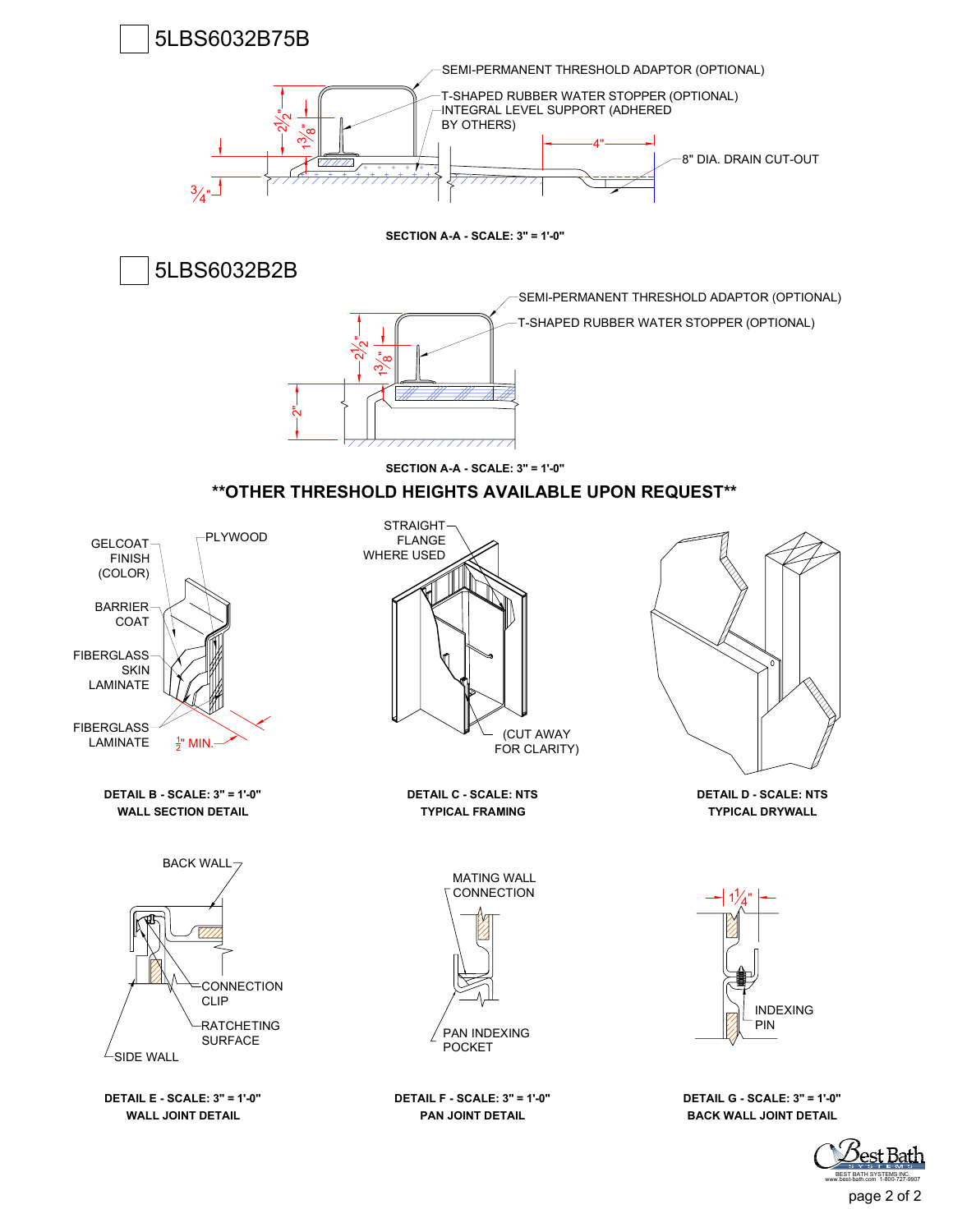☐ 5LBS6032B75B

SEMI-PERMANENT THRESHOLD ADAPTOR (OPTIONAL)

T-SHAPED RUBBER WATER STOPPER (OPTIONAL)

INTEGRAL LEVEL SUPPORT (ADHERED BY OTHERS)

$2\frac{1}{2}$"

$1\frac{3}{8}$"

4"

8" DIA. DRAIN CUT-OUT

$\frac{3}{4}$"

**SECTION A-A - SCALE: 3" = 1'-0"**

☐ 5LBS6032B2B

SEMI-PERMANENT THRESHOLD ADAPTOR (OPTIONAL)

T-SHAPED RUBBER WATER STOPPER (OPTIONAL)

$2\frac{1}{2}$"

$1\frac{3}{8}$"

2"

**SECTION A-A - SCALE: 3" = 1'-0"**

## **OTHER THRESHOLD HEIGHTS AVAILABLE UPON REQUEST**

GELCOAT FINISH (COLOR)

PLYWOOD

BARRIER COAT

FIBERGLASS SKIN LAMINATE

FIBERGLASS LAMINATE

$\frac{1}{2}$" MIN.

**DETAIL B - SCALE: 3" = 1'-0"**
**WALL SECTION DETAIL**

STRAIGHT FLANGE WHERE USED

(CUT AWAY FOR CLARITY)

**DETAIL C - SCALE: NTS**
**TYPICAL FRAMING**

**DETAIL D - SCALE: NTS**
**TYPICAL DRYWALL**

BACK WALL

CONNECTION CLIP

RATCHETING SURFACE

SIDE WALL

**DETAIL E - SCALE: 3" = 1'-0"**
**WALL JOINT DETAIL**

MATING WALL CONNECTION

PAN INDEXING POCKET

**DETAIL F - SCALE: 3" = 1'-0"**
**PAN JOINT DETAIL**

$1\frac{1}{4}$"

INDEXING PIN

**DETAIL G - SCALE: 3" = 1'-0"**
**BACK WALL JOINT DETAIL**

Best Bath SYSTEMS
BEST BATH SYSTEMS INC.
www.best-bath.com 1-800-727-9907